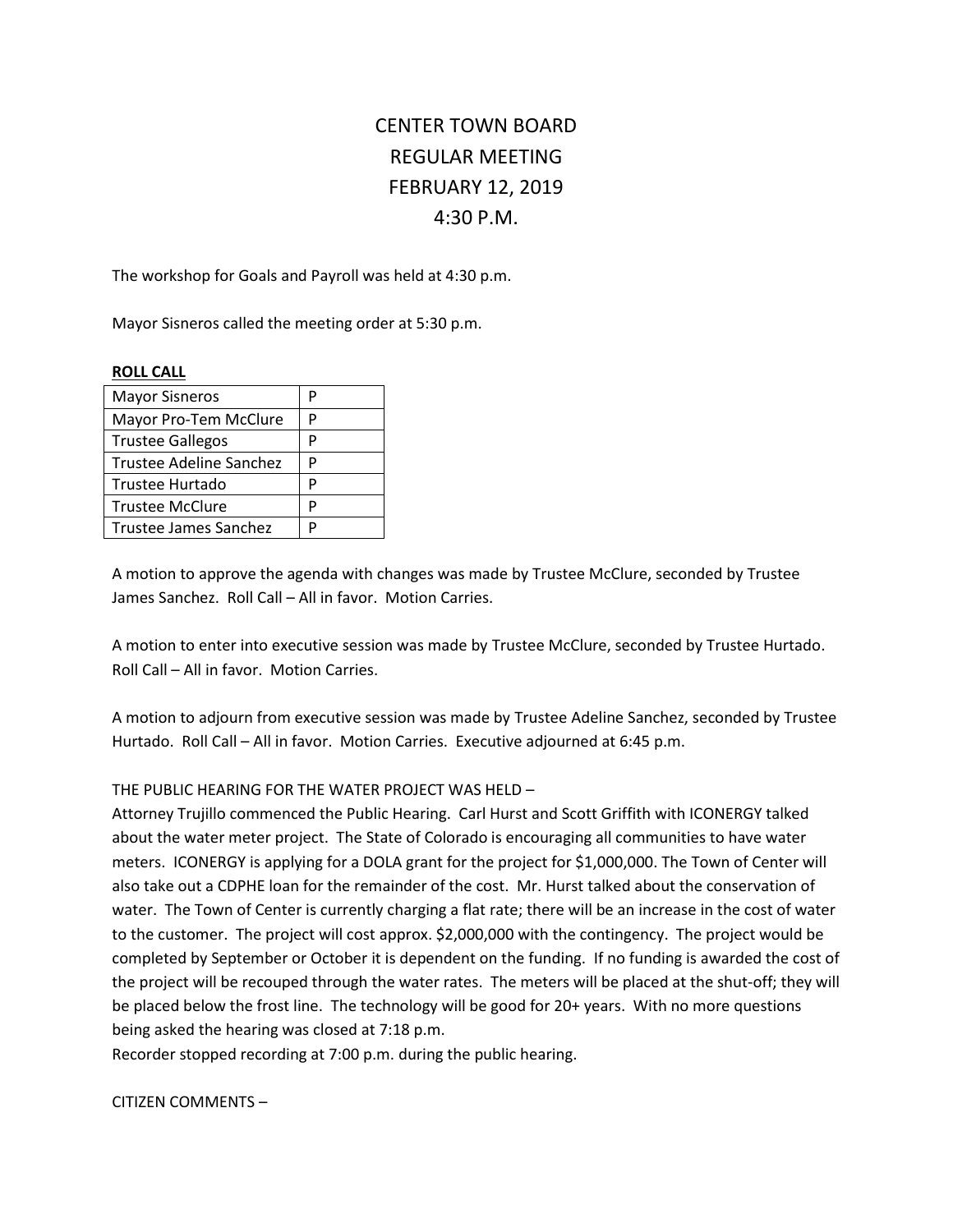# CENTER TOWN BOARD
# REGULAR MEETING
# FEBRUARY 12, 2019
# 4:30 P.M.

The workshop for Goals and Payroll was held at 4:30 p.m.

Mayor Sisneros called the meeting order at 5:30 p.m.

**ROLL CALL**

| | |
|---|---|
| Mayor Sisneros | P |
| Mayor Pro-Tem McClure | P |
| Trustee Gallegos | P |
| Trustee Adeline Sanchez | P |
| Trustee Hurtado | P |
| Trustee McClure | P |
| Trustee James Sanchez | P |

A motion to approve the agenda with changes was made by Trustee McClure, seconded by Trustee James Sanchez. Roll Call – All in favor. Motion Carries.

A motion to enter into executive session was made by Trustee McClure, seconded by Trustee Hurtado. Roll Call – All in favor. Motion Carries.

A motion to adjourn from executive session was made by Trustee Adeline Sanchez, seconded by Trustee Hurtado. Roll Call – All in favor. Motion Carries. Executive adjourned at 6:45 p.m.

THE PUBLIC HEARING FOR THE WATER PROJECT WAS HELD –
Attorney Trujillo commenced the Public Hearing. Carl Hurst and Scott Griffith with ICONERGY talked about the water meter project. The State of Colorado is encouraging all communities to have water meters. ICONERGY is applying for a DOLA grant for the project for $1,000,000. The Town of Center will also take out a CDPHE loan for the remainder of the cost. Mr. Hurst talked about the conservation of water. The Town of Center is currently charging a flat rate; there will be an increase in the cost of water to the customer. The project will cost approx. $2,000,000 with the contingency. The project would be completed by September or October it is dependent on the funding. If no funding is awarded the cost of the project will be recouped through the water rates. The meters will be placed at the shut-off; they will be placed below the frost line. The technology will be good for 20+ years. With no more questions being asked the hearing was closed at 7:18 p.m.
Recorder stopped recording at 7:00 p.m. during the public hearing.

CITIZEN COMMENTS –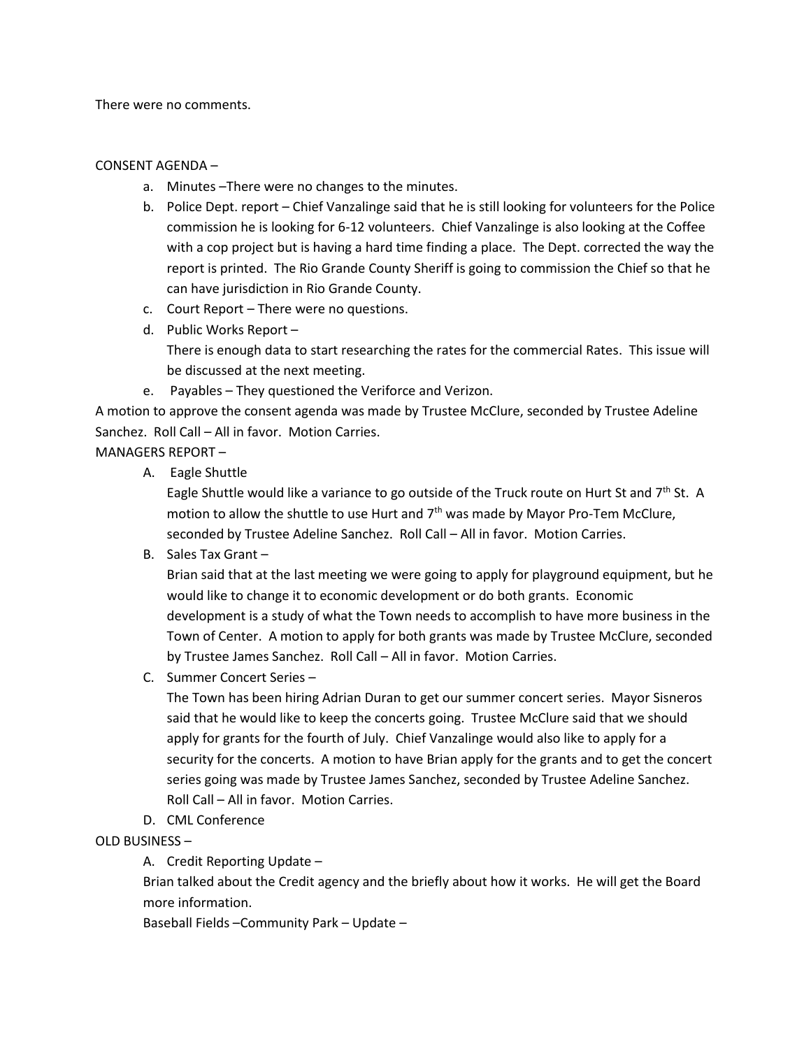There were no comments.

CONSENT AGENDA –

a. Minutes –There were no changes to the minutes.
b. Police Dept. report – Chief Vanzalinge said that he is still looking for volunteers for the Police commission he is looking for 6-12 volunteers. Chief Vanzalinge is also looking at the Coffee with a cop project but is having a hard time finding a place. The Dept. corrected the way the report is printed. The Rio Grande County Sheriff is going to commission the Chief so that he can have jurisdiction in Rio Grande County.
c. Court Report – There were no questions.
d. Public Works Report –
   There is enough data to start researching the rates for the commercial Rates. This issue will be discussed at the next meeting.
e. Payables – They questioned the Veriforce and Verizon.

A motion to approve the consent agenda was made by Trustee McClure, seconded by Trustee Adeline Sanchez. Roll Call – All in favor. Motion Carries.

MANAGERS REPORT –

A. Eagle Shuttle
   Eagle Shuttle would like a variance to go outside of the Truck route on Hurt St and 7th St. A motion to allow the shuttle to use Hurt and 7th was made by Mayor Pro-Tem McClure, seconded by Trustee Adeline Sanchez. Roll Call – All in favor. Motion Carries.
B. Sales Tax Grant –
   Brian said that at the last meeting we were going to apply for playground equipment, but he would like to change it to economic development or do both grants. Economic development is a study of what the Town needs to accomplish to have more business in the Town of Center. A motion to apply for both grants was made by Trustee McClure, seconded by Trustee James Sanchez. Roll Call – All in favor. Motion Carries.
C. Summer Concert Series –
   The Town has been hiring Adrian Duran to get our summer concert series. Mayor Sisneros said that he would like to keep the concerts going. Trustee McClure said that we should apply for grants for the fourth of July. Chief Vanzalinge would also like to apply for a security for the concerts. A motion to have Brian apply for the grants and to get the concert series going was made by Trustee James Sanchez, seconded by Trustee Adeline Sanchez. Roll Call – All in favor. Motion Carries.
D. CML Conference

OLD BUSINESS –

A. Credit Reporting Update –
   Brian talked about the Credit agency and the briefly about how it works. He will get the Board more information.
   Baseball Fields –Community Park – Update –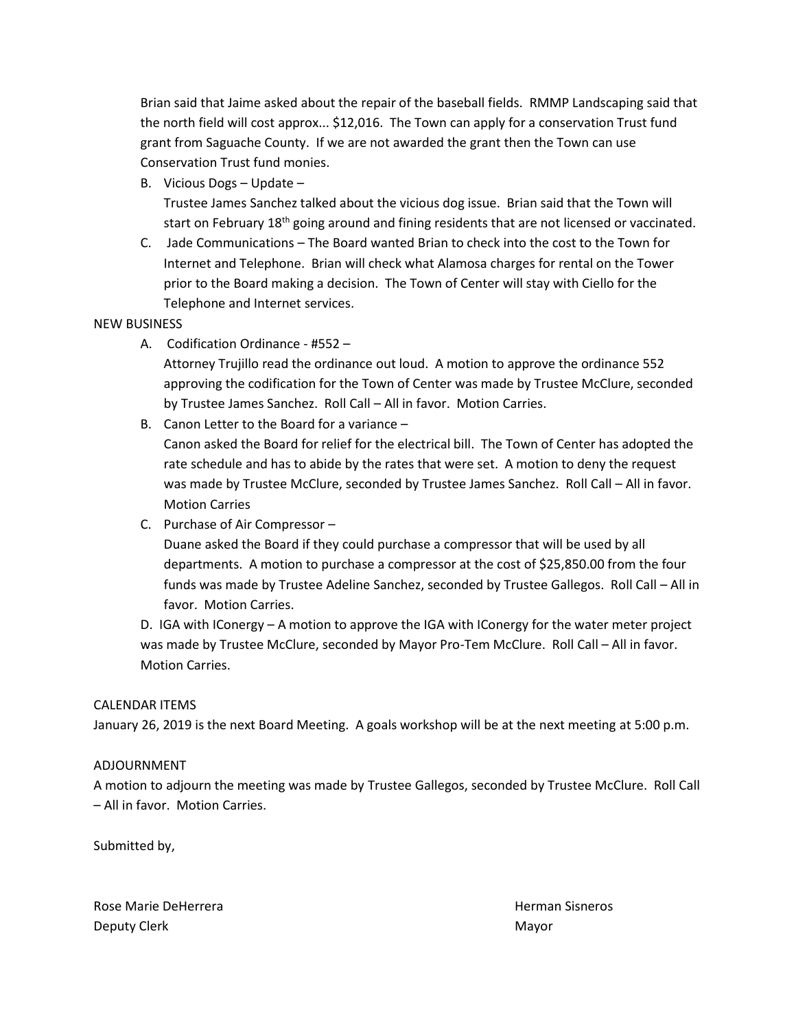Brian said that Jaime asked about the repair of the baseball fields. RMMP Landscaping said that the north field will cost approx... $12,016. The Town can apply for a conservation Trust fund grant from Saguache County. If we are not awarded the grant then the Town can use Conservation Trust fund monies.

B. Vicious Dogs – Update –
   Trustee James Sanchez talked about the vicious dog issue. Brian said that the Town will start on February 18th going around and fining residents that are not licensed or vaccinated.

C. Jade Communications – The Board wanted Brian to check into the cost to the Town for Internet and Telephone. Brian will check what Alamosa charges for rental on the Tower prior to the Board making a decision. The Town of Center will stay with Ciello for the Telephone and Internet services.

NEW BUSINESS

A. Codification Ordinance - #552 –
   Attorney Trujillo read the ordinance out loud. A motion to approve the ordinance 552 approving the codification for the Town of Center was made by Trustee McClure, seconded by Trustee James Sanchez. Roll Call – All in favor. Motion Carries.

B. Canon Letter to the Board for a variance –
   Canon asked the Board for relief for the electrical bill. The Town of Center has adopted the rate schedule and has to abide by the rates that were set. A motion to deny the request was made by Trustee McClure, seconded by Trustee James Sanchez. Roll Call – All in favor. Motion Carries

C. Purchase of Air Compressor –
   Duane asked the Board if they could purchase a compressor that will be used by all departments. A motion to purchase a compressor at the cost of $25,850.00 from the four funds was made by Trustee Adeline Sanchez, seconded by Trustee Gallegos. Roll Call – All in favor. Motion Carries.

D. IGA with IConergy – A motion to approve the IGA with IConergy for the water meter project was made by Trustee McClure, seconded by Mayor Pro-Tem McClure. Roll Call – All in favor. Motion Carries.

CALENDAR ITEMS

January 26, 2019 is the next Board Meeting. A goals workshop will be at the next meeting at 5:00 p.m.

ADJOURNMENT

A motion to adjourn the meeting was made by Trustee Gallegos, seconded by Trustee McClure. Roll Call – All in favor. Motion Carries.

Submitted by,

Rose Marie DeHerrera
Deputy Clerk

Herman Sisneros
Mayor